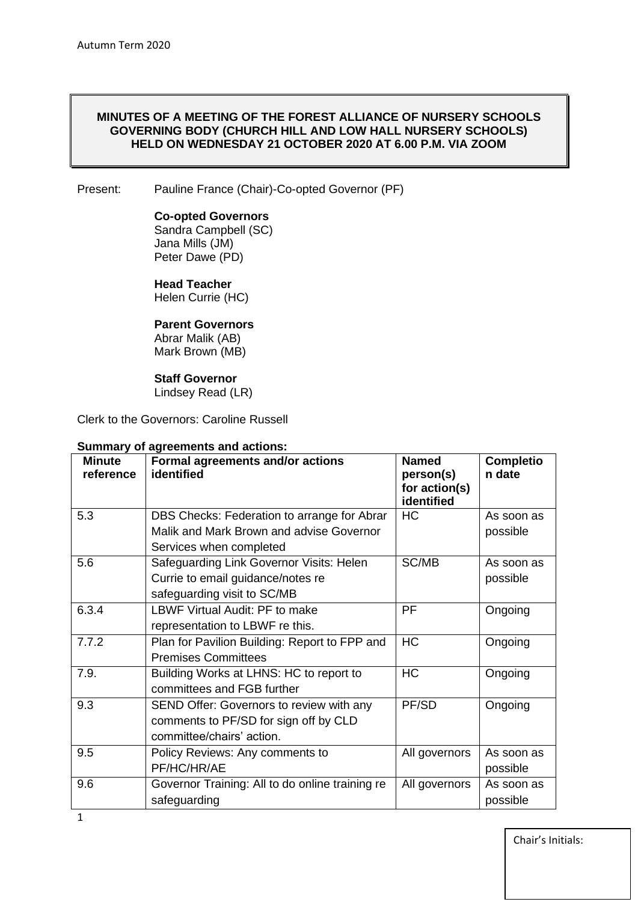**MINUTES OF A MEETING OF THE FOREST ALLIANCE OF NURSERY SCHOOLS GOVERNING BODY (CHURCH HILL AND LOW HALL NURSERY SCHOOLS) HELD ON WEDNESDAY 21 OCTOBER 2020 AT 6.00 P.M. VIA ZOOM**

Present: Pauline France (Chair)-Co-opted Governor (PF)

**Co-opted Governors**
Sandra Campbell (SC)
Jana Mills (JM)
Peter Dawe (PD)

**Head Teacher**
Helen Currie (HC)

**Parent Governors**
Abrar Malik (AB)
Mark Brown (MB)

**Staff Governor**
Lindsey Read (LR)

Clerk to the Governors: Caroline Russell

**Summary of agreements and actions:**

| Minute reference | Formal agreements and/or actions identified | Named person(s) for action(s) identified | Completion date |
|---|---|---|---|
| 5.3 | DBS Checks: Federation to arrange for Abrar Malik and Mark Brown and advise Governor Services when completed | HC | As soon as possible |
| 5.6 | Safeguarding Link Governor Visits: Helen Currie to email guidance/notes re safeguarding visit to SC/MB | SC/MB | As soon as possible |
| 6.3.4 | LBWF Virtual Audit: PF to make representation to LBWF re this. | PF | Ongoing |
| 7.7.2 | Plan for Pavilion Building: Report to FPP and Premises Committees | HC | Ongoing |
| 7.9. | Building Works at LHNS: HC to report to committees and FGB further | HC | Ongoing |
| 9.3 | SEND Offer: Governors to review with any comments to PF/SD for sign off by CLD committee/chairs' action. | PF/SD | Ongoing |
| 9.5 | Policy Reviews: Any comments to PF/HC/HR/AE | All governors | As soon as possible |
| 9.6 | Governor Training: All to do online training re safeguarding | All governors | As soon as possible |

Chair's Initials: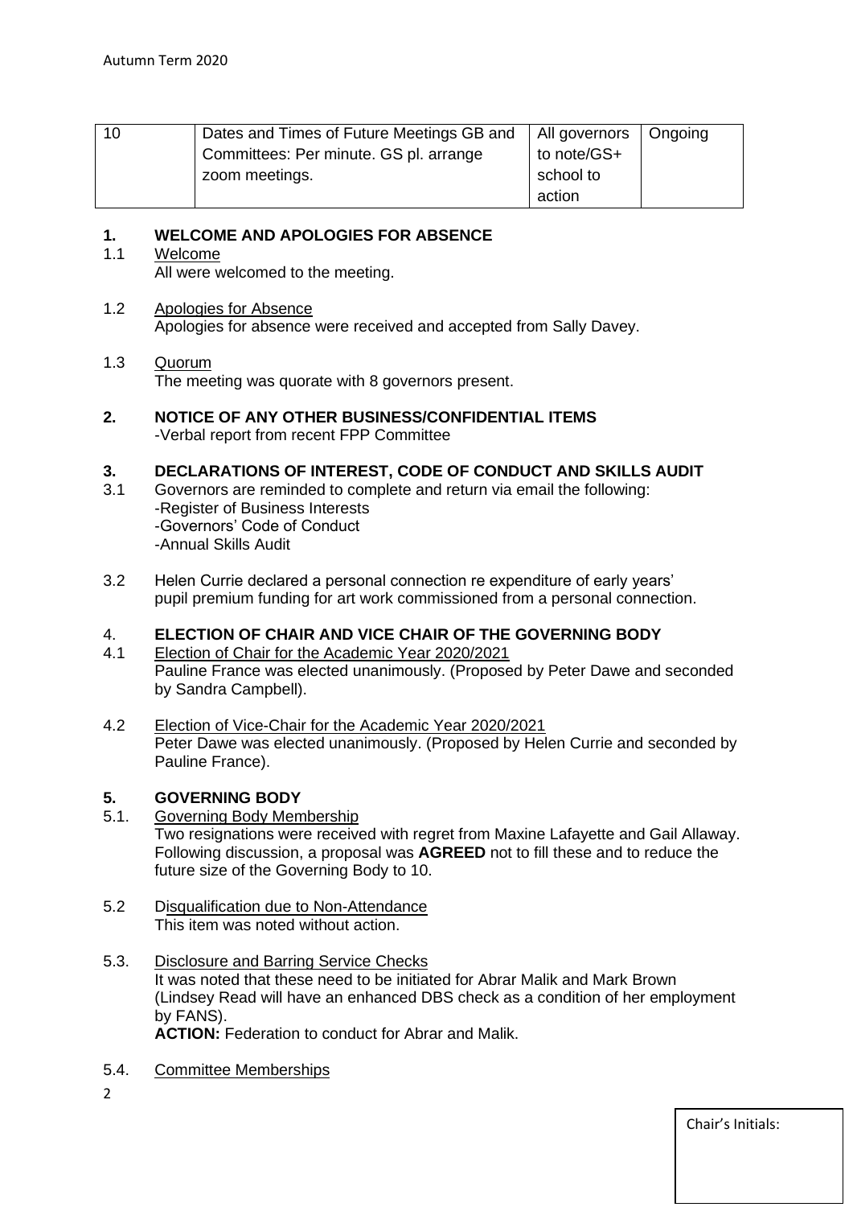| 10 | Dates and Times of Future Meetings GB and Committees: Per minute. GS pl. arrange zoom meetings. | All governors to note/GS+ school to action | Ongoing |
|---|---|---|---|

**1. WELCOME AND APOLOGIES FOR ABSENCE**

1.1 Welcome
All were welcomed to the meeting.

1.2 Apologies for Absence
Apologies for absence were received and accepted from Sally Davey.

1.3 Quorum
The meeting was quorate with 8 governors present.

**2. NOTICE OF ANY OTHER BUSINESS/CONFIDENTIAL ITEMS**
-Verbal report from recent FPP Committee

**3. DECLARATIONS OF INTEREST, CODE OF CONDUCT AND SKILLS AUDIT**

3.1 Governors are reminded to complete and return via email the following:
-Register of Business Interests
-Governors' Code of Conduct
-Annual Skills Audit

3.2 Helen Currie declared a personal connection re expenditure of early years' pupil premium funding for art work commissioned from a personal connection.

4. **ELECTION OF CHAIR AND VICE CHAIR OF THE GOVERNING BODY**

4.1 Election of Chair for the Academic Year 2020/2021
Pauline France was elected unanimously. (Proposed by Peter Dawe and seconded by Sandra Campbell).

4.2 Election of Vice-Chair for the Academic Year 2020/2021
Peter Dawe was elected unanimously. (Proposed by Helen Currie and seconded by Pauline France).

**5. GOVERNING BODY**

5.1. Governing Body Membership
Two resignations were received with regret from Maxine Lafayette and Gail Allaway. Following discussion, a proposal was **AGREED** not to fill these and to reduce the future size of the Governing Body to 10.

5.2 Disqualification due to Non-Attendance
This item was noted without action.

5.3. Disclosure and Barring Service Checks
It was noted that these need to be initiated for Abrar Malik and Mark Brown (Lindsey Read will have an enhanced DBS check as a condition of her employment by FANS).
**ACTION:** Federation to conduct for Abrar and Malik.

5.4. Committee Memberships

Chair's Initials: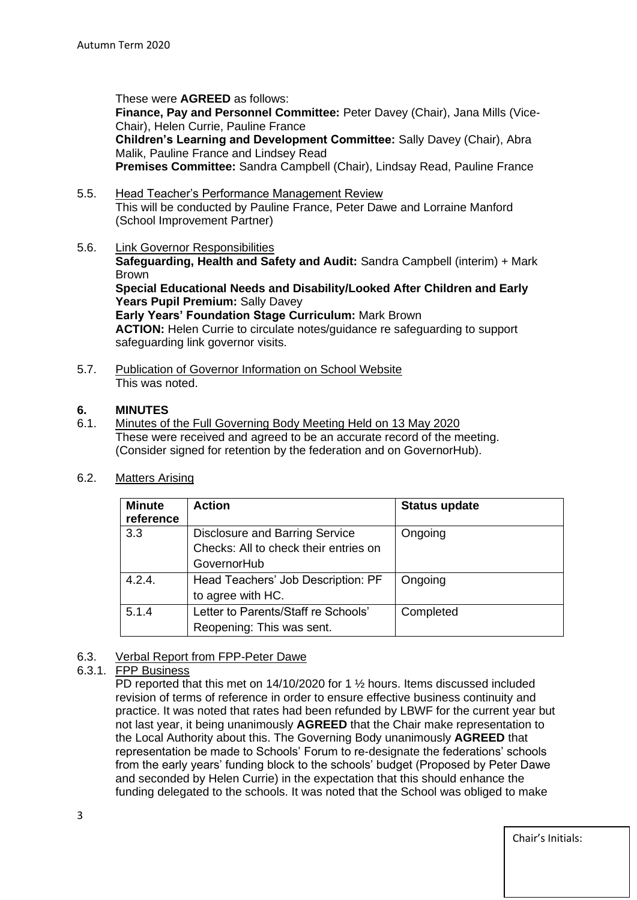These were **AGREED** as follows:
**Finance, Pay and Personnel Committee:** Peter Davey (Chair), Jana Mills (Vice-Chair), Helen Currie, Pauline France
**Children's Learning and Development Committee:** Sally Davey (Chair), Abra Malik, Pauline France and Lindsey Read
**Premises Committee:** Sandra Campbell (Chair), Lindsay Read, Pauline France

5.5. Head Teacher's Performance Management Review
This will be conducted by Pauline France, Peter Dawe and Lorraine Manford (School Improvement Partner)

5.6. Link Governor Responsibilities
**Safeguarding, Health and Safety and Audit:** Sandra Campbell (interim) + Mark Brown
**Special Educational Needs and Disability/Looked After Children and Early Years Pupil Premium:** Sally Davey
**Early Years' Foundation Stage Curriculum:** Mark Brown
**ACTION:** Helen Currie to circulate notes/guidance re safeguarding to support safeguarding link governor visits.

5.7. Publication of Governor Information on School Website
This was noted.

## 6. MINUTES

6.1. Minutes of the Full Governing Body Meeting Held on 13 May 2020
These were received and agreed to be an accurate record of the meeting. (Consider signed for retention by the federation and on GovernorHub).

6.2. Matters Arising

| Minute reference | Action | Status update |
|---|---|---|
| 3.3 | Disclosure and Barring Service Checks: All to check their entries on GovernorHub | Ongoing |
| 4.2.4. | Head Teachers' Job Description: PF to agree with HC. | Ongoing |
| 5.1.4 | Letter to Parents/Staff re Schools' Reopening: This was sent. | Completed |

6.3. Verbal Report from FPP-Peter Dawe

6.3.1. FPP Business
PD reported that this met on 14/10/2020 for 1 ½ hours. Items discussed included revision of terms of reference in order to ensure effective business continuity and practice. It was noted that rates had been refunded by LBWF for the current year but not last year, it being unanimously **AGREED** that the Chair make representation to the Local Authority about this. The Governing Body unanimously **AGREED** that representation be made to Schools' Forum to re-designate the federations' schools from the early years' funding block to the schools' budget (Proposed by Peter Dawe and seconded by Helen Currie) in the expectation that this should enhance the funding delegated to the schools. It was noted that the School was obliged to make

Chair's Initials: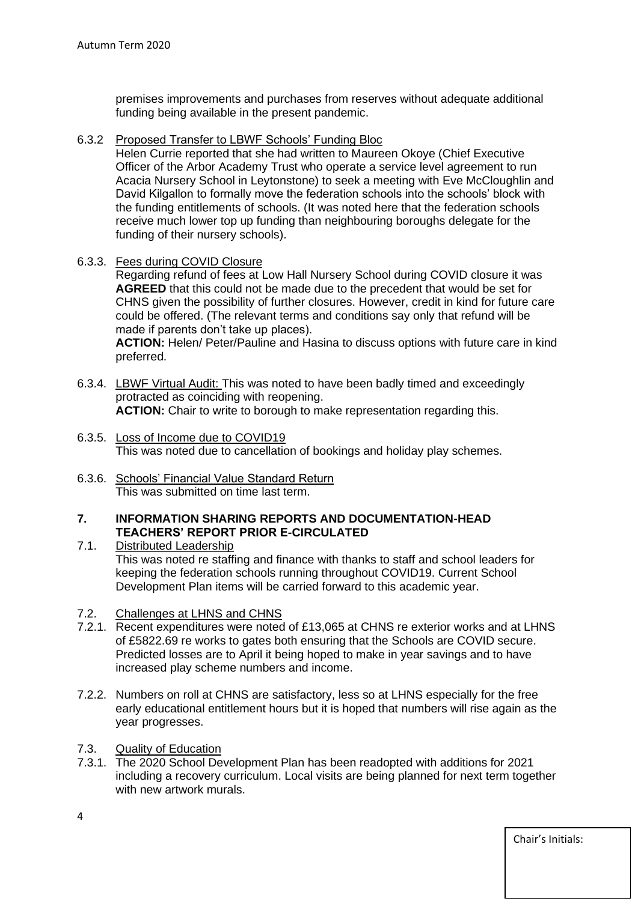premises improvements and purchases from reserves without adequate additional funding being available in the present pandemic.

6.3.2 Proposed Transfer to LBWF Schools' Funding Bloc

Helen Currie reported that she had written to Maureen Okoye (Chief Executive Officer of the Arbor Academy Trust who operate a service level agreement to run Acacia Nursery School in Leytonstone) to seek a meeting with Eve McCloughlin and David Kilgallon to formally move the federation schools into the schools' block with the funding entitlements of schools. (It was noted here that the federation schools receive much lower top up funding than neighbouring boroughs delegate for the funding of their nursery schools).

6.3.3. Fees during COVID Closure

Regarding refund of fees at Low Hall Nursery School during COVID closure it was **AGREED** that this could not be made due to the precedent that would be set for CHNS given the possibility of further closures. However, credit in kind for future care could be offered. (The relevant terms and conditions say only that refund will be made if parents don't take up places).

**ACTION:** Helen/ Peter/Pauline and Hasina to discuss options with future care in kind preferred.

6.3.4. LBWF Virtual Audit: This was noted to have been badly timed and exceedingly protracted as coinciding with reopening.

**ACTION:** Chair to write to borough to make representation regarding this.

6.3.5. Loss of Income due to COVID19

This was noted due to cancellation of bookings and holiday play schemes.

6.3.6. Schools' Financial Value Standard Return

This was submitted on time last term.

## 7. INFORMATION SHARING REPORTS AND DOCUMENTATION-HEAD TEACHERS' REPORT PRIOR E-CIRCULATED

7.1. Distributed Leadership

This was noted re staffing and finance with thanks to staff and school leaders for keeping the federation schools running throughout COVID19. Current School Development Plan items will be carried forward to this academic year.

7.2. Challenges at LHNS and CHNS

7.2.1. Recent expenditures were noted of £13,065 at CHNS re exterior works and at LHNS of £5822.69 re works to gates both ensuring that the Schools are COVID secure. Predicted losses are to April it being hoped to make in year savings and to have increased play scheme numbers and income.

7.2.2. Numbers on roll at CHNS are satisfactory, less so at LHNS especially for the free early educational entitlement hours but it is hoped that numbers will rise again as the year progresses.

7.3. Quality of Education

7.3.1. The 2020 School Development Plan has been readopted with additions for 2021 including a recovery curriculum. Local visits are being planned for next term together with new artwork murals.

Chair's Initials: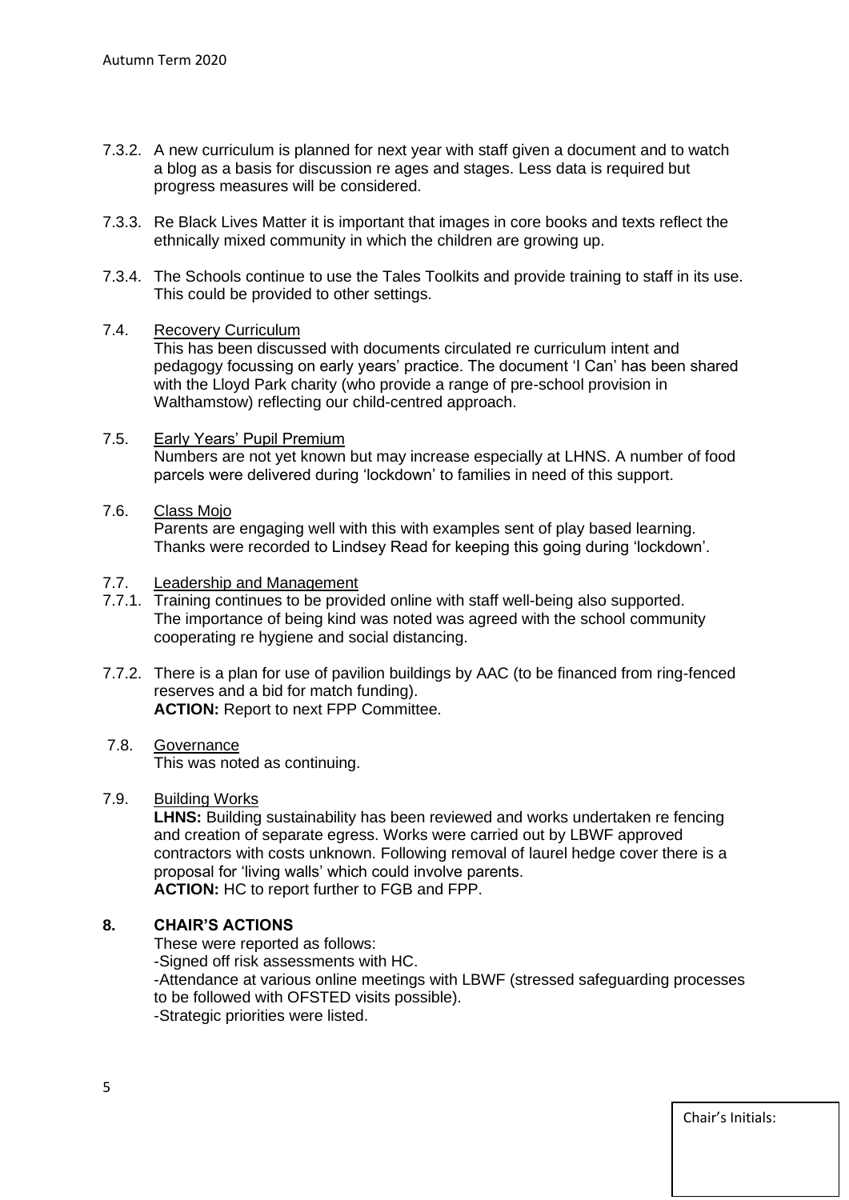7.3.2. A new curriculum is planned for next year with staff given a document and to watch a blog as a basis for discussion re ages and stages. Less data is required but progress measures will be considered.

7.3.3. Re Black Lives Matter it is important that images in core books and texts reflect the ethnically mixed community in which the children are growing up.

7.3.4. The Schools continue to use the Tales Toolkits and provide training to staff in its use. This could be provided to other settings.

7.4. Recovery Curriculum

This has been discussed with documents circulated re curriculum intent and pedagogy focussing on early years' practice. The document 'I Can' has been shared with the Lloyd Park charity (who provide a range of pre-school provision in Walthamstow) reflecting our child-centred approach.

7.5. Early Years' Pupil Premium

Numbers are not yet known but may increase especially at LHNS. A number of food parcels were delivered during 'lockdown' to families in need of this support.

7.6. Class Mojo

Parents are engaging well with this with examples sent of play based learning. Thanks were recorded to Lindsey Read for keeping this going during 'lockdown'.

7.7. Leadership and Management

7.7.1. Training continues to be provided online with staff well-being also supported. The importance of being kind was noted was agreed with the school community cooperating re hygiene and social distancing.

7.7.2. There is a plan for use of pavilion buildings by AAC (to be financed from ring-fenced reserves and a bid for match funding).
**ACTION:** Report to next FPP Committee.

7.8. Governance

This was noted as continuing.

7.9. Building Works

**LHNS:** Building sustainability has been reviewed and works undertaken re fencing and creation of separate egress. Works were carried out by LBWF approved contractors with costs unknown. Following removal of laurel hedge cover there is a proposal for 'living walls' which could involve parents.
**ACTION:** HC to report further to FGB and FPP.

## 8. CHAIR'S ACTIONS

These were reported as follows:
-Signed off risk assessments with HC.
-Attendance at various online meetings with LBWF (stressed safeguarding processes to be followed with OFSTED visits possible).
-Strategic priorities were listed.

Chair's Initials: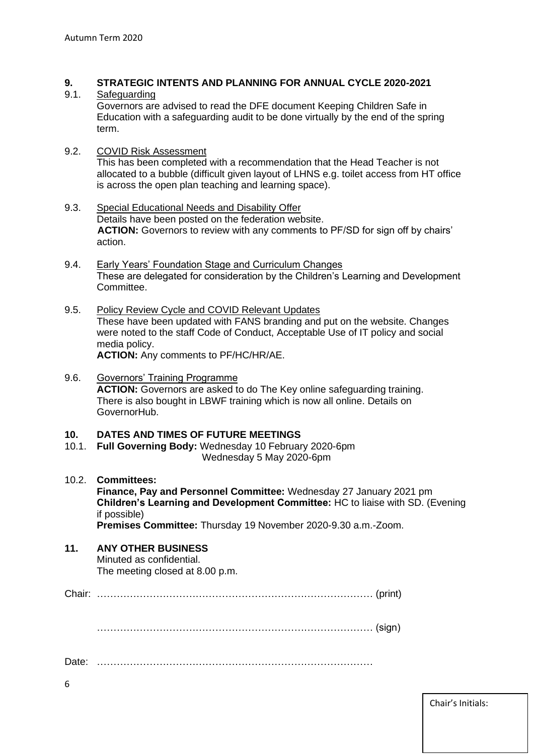## 9. STRATEGIC INTENTS AND PLANNING FOR ANNUAL CYCLE 2020-2021

9.1. Safeguarding

Governors are advised to read the DFE document Keeping Children Safe in Education with a safeguarding audit to be done virtually by the end of the spring term.

9.2. COVID Risk Assessment

This has been completed with a recommendation that the Head Teacher is not allocated to a bubble (difficult given layout of LHNS e.g. toilet access from HT office is across the open plan teaching and learning space).

9.3. Special Educational Needs and Disability Offer

Details have been posted on the federation website.

**ACTION:** Governors to review with any comments to PF/SD for sign off by chairs' action.

9.4. Early Years' Foundation Stage and Curriculum Changes

These are delegated for consideration by the Children's Learning and Development Committee.

9.5. Policy Review Cycle and COVID Relevant Updates

These have been updated with FANS branding and put on the website. Changes were noted to the staff Code of Conduct, Acceptable Use of IT policy and social media policy.

**ACTION:** Any comments to PF/HC/HR/AE.

9.6. Governors' Training Programme

**ACTION:** Governors are asked to do The Key online safeguarding training. There is also bought in LBWF training which is now all online. Details on GovernorHub.

## 10. DATES AND TIMES OF FUTURE MEETINGS

10.1. **Full Governing Body:** Wednesday 10 February 2020-6pm
Wednesday 5 May 2020-6pm

10.2. **Committees:**

**Finance, Pay and Personnel Committee:** Wednesday 27 January 2021 pm

**Children's Learning and Development Committee:** HC to liaise with SD. (Evening if possible)

**Premises Committee:** Thursday 19 November 2020-9.30 a.m.-Zoom.

## 11. ANY OTHER BUSINESS

Minuted as confidential.

The meeting closed at 8.00 p.m.

Chair: ……………………………………………………………………… (print)

……………………………………………………………………… (sign)

Date: ………………………………………………………………………

Chair's Initials: